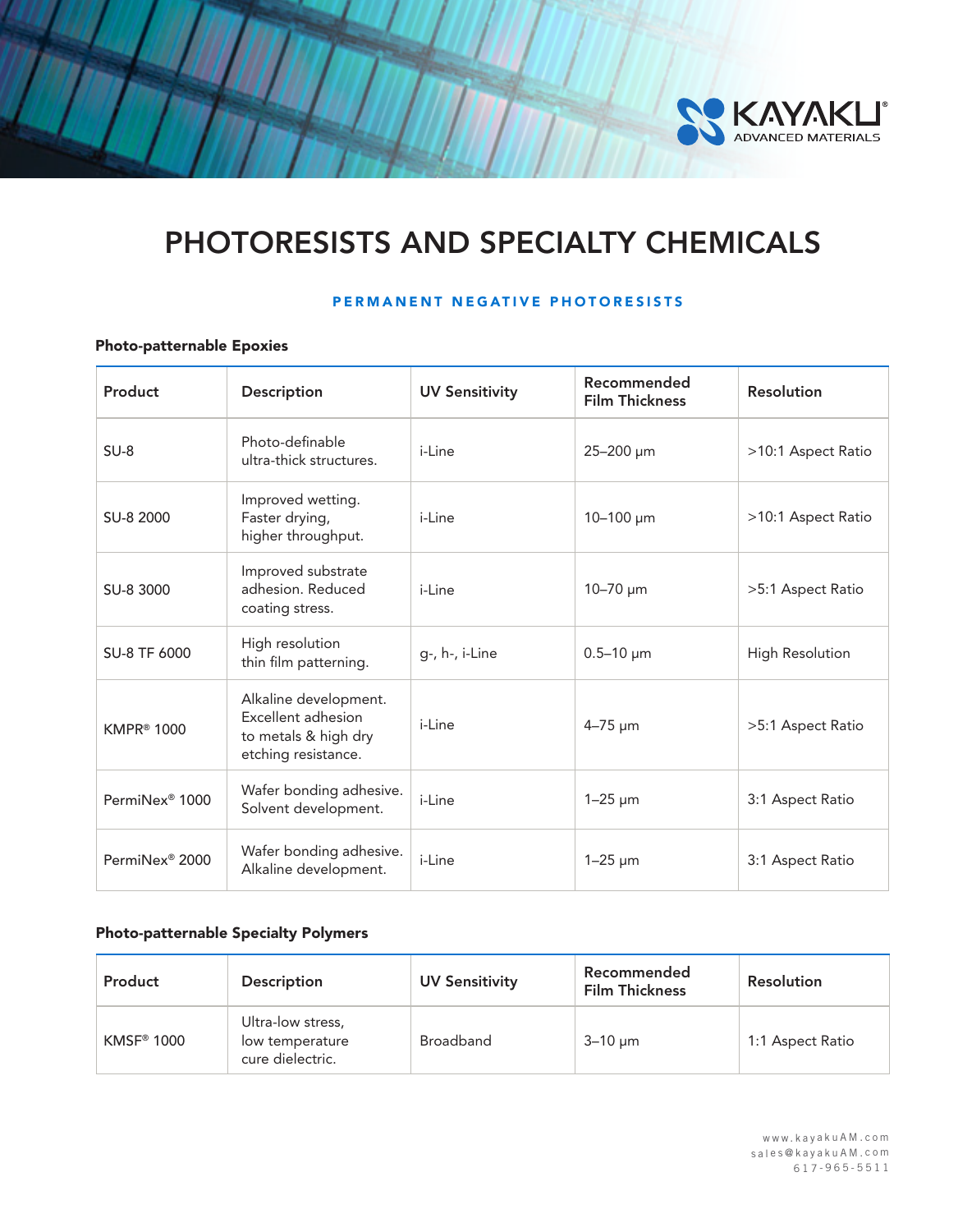# PHOTORESISTS AND SPECIALTY CHEMICALS

## PERMANENT NEGATIVE PHOTORESISTS

### Photo-patternable Epoxies

| Product | Description | UV Sensitivity | Recommended Film Thickness | Resolution |
|---|---|---|---|---|
| SU-8 | Photo-definable ultra-thick structures. | i-Line | 25–200 µm | >10:1 Aspect Ratio |
| SU-8 2000 | Improved wetting. Faster drying, higher throughput. | i-Line | 10–100 µm | >10:1 Aspect Ratio |
| SU-8 3000 | Improved substrate adhesion. Reduced coating stress. | i-Line | 10–70 µm | >5:1 Aspect Ratio |
| SU-8 TF 6000 | High resolution thin film patterning. | g-, h-, i-Line | 0.5–10 µm | High Resolution |
| KMPR® 1000 | Alkaline development. Excellent adhesion to metals & high dry etching resistance. | i-Line | 4–75 µm | >5:1 Aspect Ratio |
| PermiNex® 1000 | Wafer bonding adhesive. Solvent development. | i-Line | 1–25 µm | 3:1 Aspect Ratio |
| PermiNex® 2000 | Wafer bonding adhesive. Alkaline development. | i-Line | 1–25 µm | 3:1 Aspect Ratio |

### Photo-patternable Specialty Polymers

| Product | Description | UV Sensitivity | Recommended Film Thickness | Resolution |
|---|---|---|---|---|
| KMSF® 1000 | Ultra-low stress, low temperature cure dielectric. | Broadband | 3–10 µm | 1:1 Aspect Ratio |

www.kayakuAM.com
sales@kayakuAM.com
617-965-5511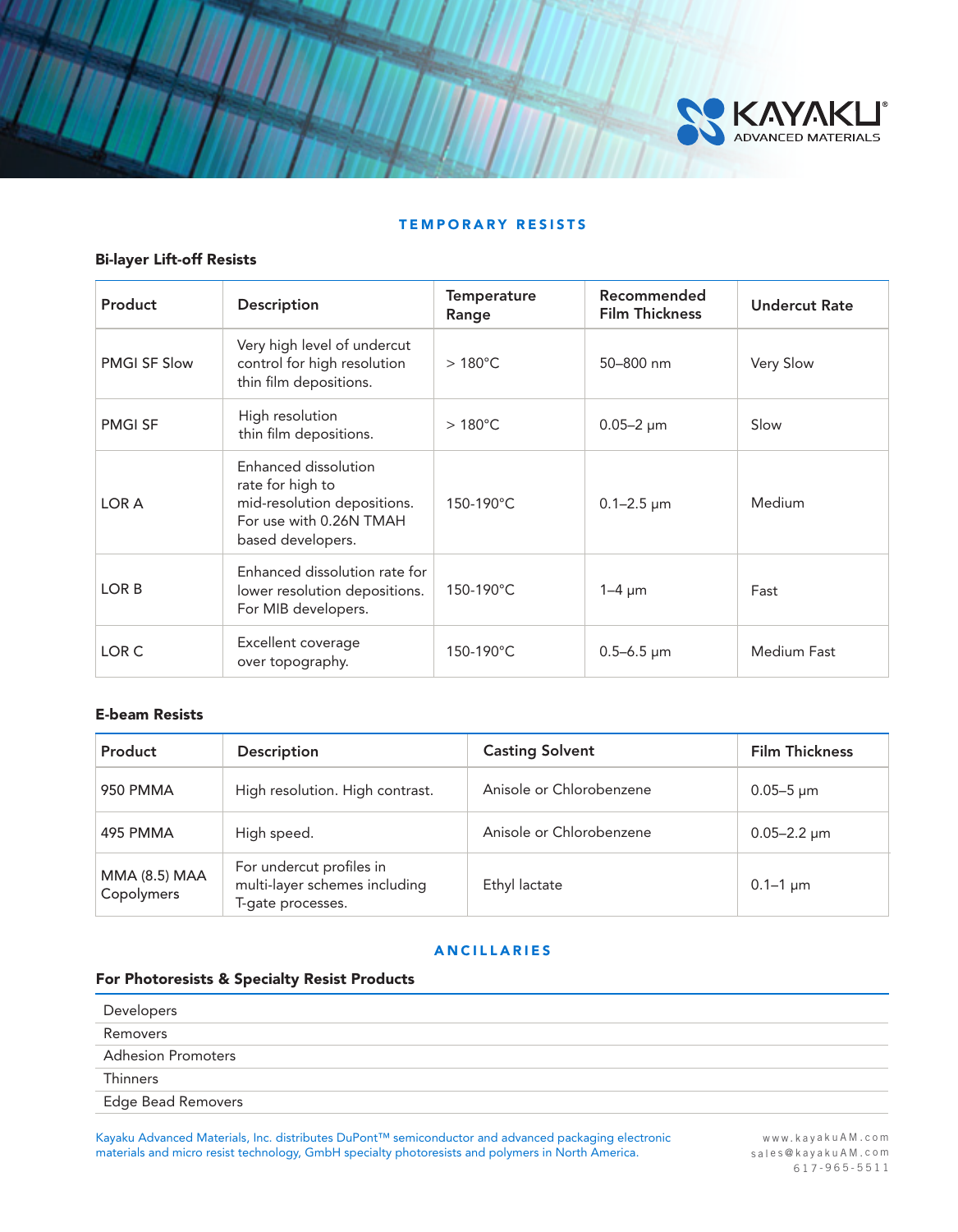## TEMPORARY RESISTS

### Bi-layer Lift-off Resists

| Product | Description | Temperature Range | Recommended Film Thickness | Undercut Rate |
|---|---|---|---|---|
| PMGI SF Slow | Very high level of undercut control for high resolution thin film depositions. | > 180°C | 50–800 nm | Very Slow |
| PMGI SF | High resolution thin film depositions. | > 180°C | 0.05–2 µm | Slow |
| LOR A | Enhanced dissolution rate for high to mid-resolution depositions. For use with 0.26N TMAH based developers. | 150-190°C | 0.1–2.5 µm | Medium |
| LOR B | Enhanced dissolution rate for lower resolution depositions. For MIB developers. | 150-190°C | 1–4 µm | Fast |
| LOR C | Excellent coverage over topography. | 150-190°C | 0.5–6.5 µm | Medium Fast |

### E-beam Resists

| Product | Description | Casting Solvent | Film Thickness |
|---|---|---|---|
| 950 PMMA | High resolution. High contrast. | Anisole or Chlorobenzene | 0.05–5 µm |
| 495 PMMA | High speed. | Anisole or Chlorobenzene | 0.05–2.2 µm |
| MMA (8.5) MAA Copolymers | For undercut profiles in multi-layer schemes including T-gate processes. | Ethyl lactate | 0.1–1 µm |

## ANCILLARIES

### For Photoresists & Specialty Resist Products

- Developers
- Removers
- Adhesion Promoters
- Thinners
- Edge Bead Removers

Kayaku Advanced Materials, Inc. distributes DuPont™ semiconductor and advanced packaging electronic materials and micro resist technology, GmbH specialty photoresists and polymers in North America.

www.kayakuAM.com
sales@kayakuAM.com
617-965-5511